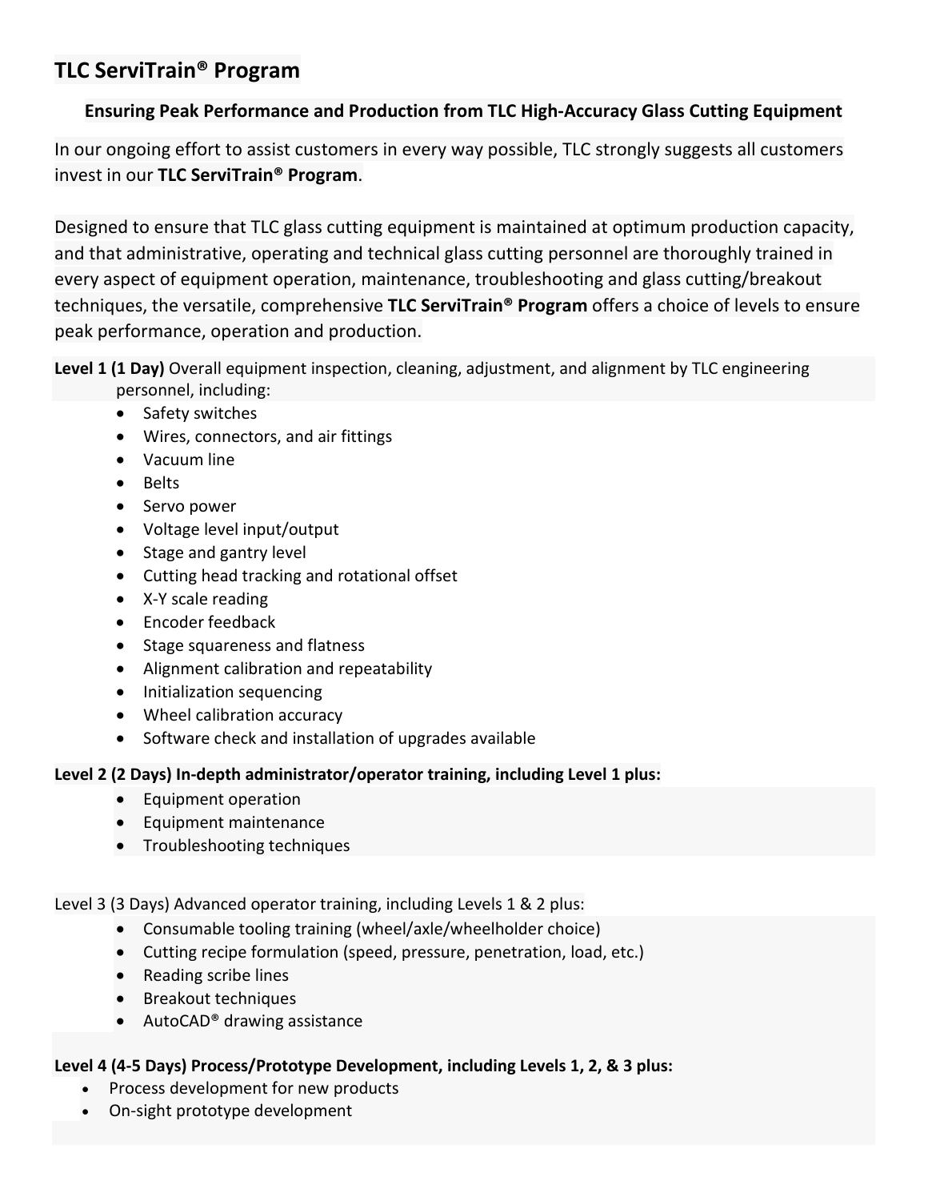## TLC ServiTrain® Program

**Ensuring Peak Performance and Production from TLC High-Accuracy Glass Cutting Equipment**

In our ongoing effort to assist customers in every way possible, TLC strongly suggests all customers invest in our **TLC ServiTrain® Program**.

Designed to ensure that TLC glass cutting equipment is maintained at optimum production capacity, and that administrative, operating and technical glass cutting personnel are thoroughly trained in every aspect of equipment operation, maintenance, troubleshooting and glass cutting/breakout techniques, the versatile, comprehensive **TLC ServiTrain® Program** offers a choice of levels to ensure peak performance, operation and production.

**Level 1 (1 Day)** Overall equipment inspection, cleaning, adjustment, and alignment by TLC engineering personnel, including:

- Safety switches
- Wires, connectors, and air fittings
- Vacuum line
- Belts
- Servo power
- Voltage level input/output
- Stage and gantry level
- Cutting head tracking and rotational offset
- X-Y scale reading
- Encoder feedback
- Stage squareness and flatness
- Alignment calibration and repeatability
- Initialization sequencing
- Wheel calibration accuracy
- Software check and installation of upgrades available

**Level 2 (2 Days) In-depth administrator/operator training, including Level 1 plus:**

- Equipment operation
- Equipment maintenance
- Troubleshooting techniques

Level 3 (3 Days) Advanced operator training, including Levels 1 & 2 plus:

- Consumable tooling training (wheel/axle/wheelholder choice)
- Cutting recipe formulation (speed, pressure, penetration, load, etc.)
- Reading scribe lines
- Breakout techniques
- AutoCAD® drawing assistance

**Level 4 (4-5 Days) Process/Prototype Development, including Levels 1, 2, & 3 plus:**

- Process development for new products
- On-sight prototype development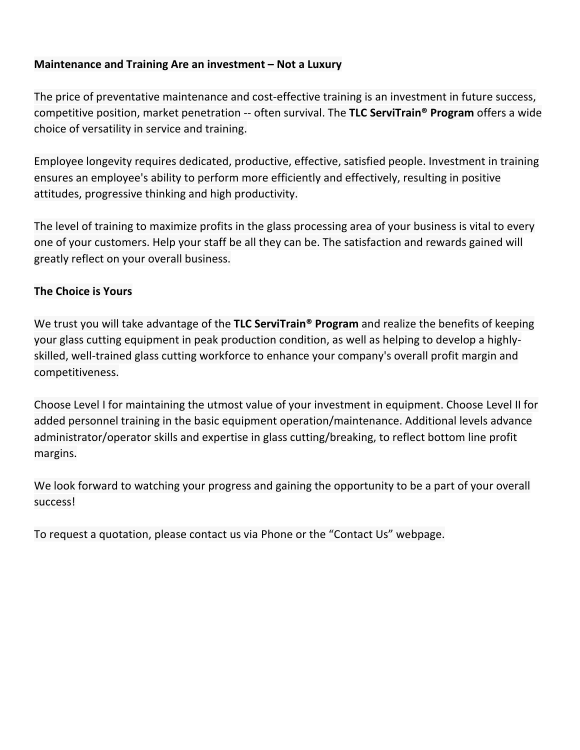**Maintenance and Training Are an investment – Not a Luxury**

The price of preventative maintenance and cost-effective training is an investment in future success, competitive position, market penetration -- often survival. The **TLC ServiTrain® Program** offers a wide choice of versatility in service and training.

Employee longevity requires dedicated, productive, effective, satisfied people. Investment in training ensures an employee's ability to perform more efficiently and effectively, resulting in positive attitudes, progressive thinking and high productivity.

The level of training to maximize profits in the glass processing area of your business is vital to every one of your customers. Help your staff be all they can be. The satisfaction and rewards gained will greatly reflect on your overall business.

**The Choice is Yours**

We trust you will take advantage of the **TLC ServiTrain® Program** and realize the benefits of keeping your glass cutting equipment in peak production condition, as well as helping to develop a highly-skilled, well-trained glass cutting workforce to enhance your company's overall profit margin and competitiveness.

Choose Level I for maintaining the utmost value of your investment in equipment. Choose Level II for added personnel training in the basic equipment operation/maintenance. Additional levels advance administrator/operator skills and expertise in glass cutting/breaking, to reflect bottom line profit margins.

We look forward to watching your progress and gaining the opportunity to be a part of your overall success!

To request a quotation, please contact us via Phone or the “Contact Us” webpage.